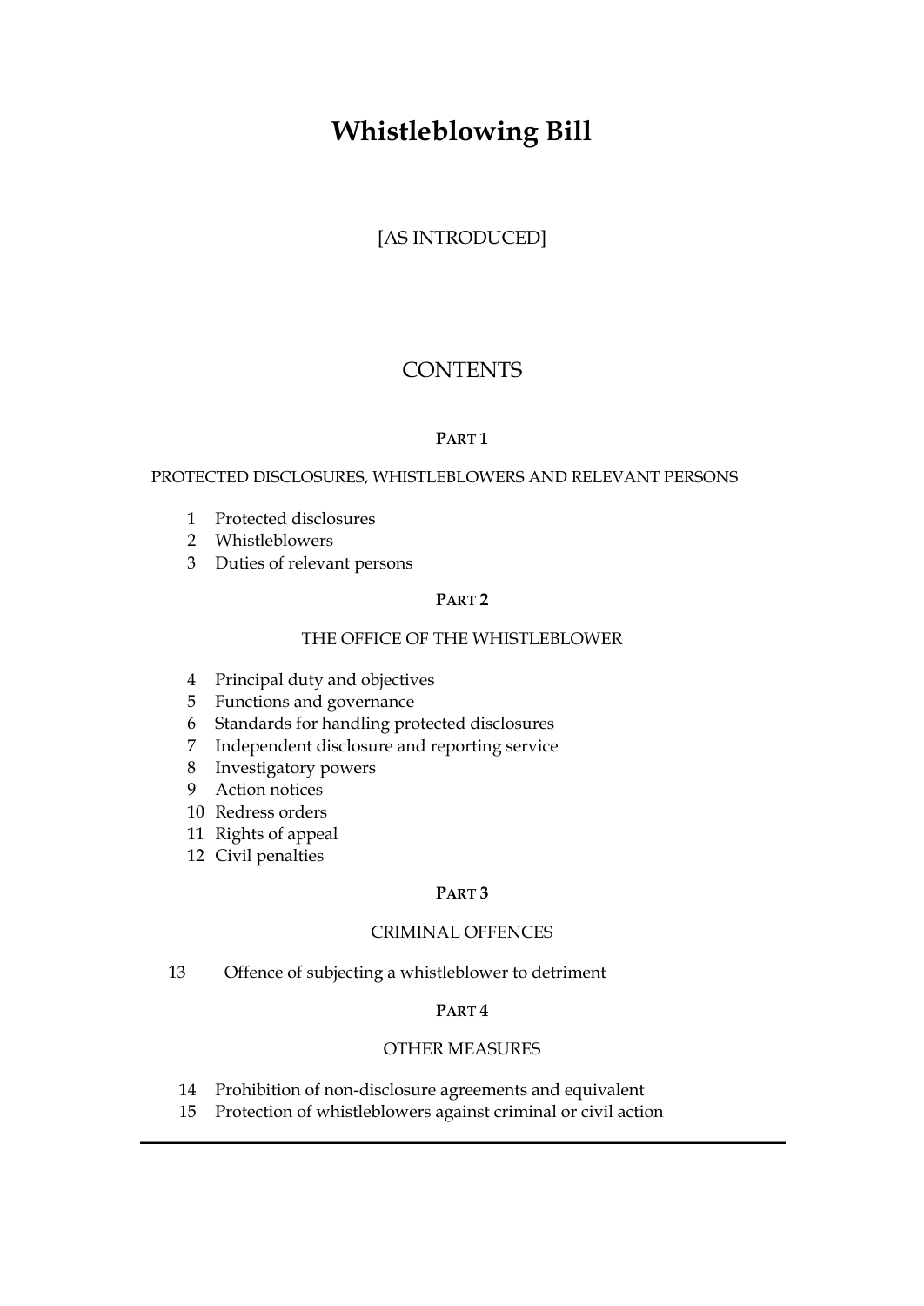# Whistleblowing Bill

[AS INTRODUCED]

## CONTENTS

### PART 1

PROTECTED DISCLOSURES, WHISTLEBLOWERS AND RELEVANT PERSONS

1 Protected disclosures
2 Whistleblowers
3 Duties of relevant persons

### PART 2

THE OFFICE OF THE WHISTLEBLOWER

4 Principal duty and objectives
5 Functions and governance
6 Standards for handling protected disclosures
7 Independent disclosure and reporting service
8 Investigatory powers
9 Action notices
10 Redress orders
11 Rights of appeal
12 Civil penalties

### PART 3

CRIMINAL OFFENCES

13 Offence of subjecting a whistleblower to detriment

### PART 4

OTHER MEASURES

14 Prohibition of non-disclosure agreements and equivalent
15 Protection of whistleblowers against criminal or civil action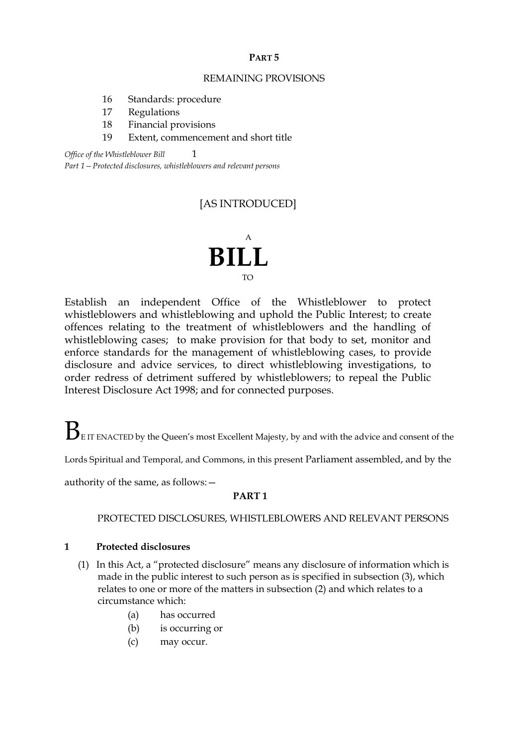**PART 5**

REMAINING PROVISIONS

16 Standards: procedure
17 Regulations
18 Financial provisions
19 Extent, commencement and short title

[AS INTRODUCED]

A

# BILL

TO

Establish an independent Office of the Whistleblower to protect whistleblowers and whistleblowing and uphold the Public Interest; to create offences relating to the treatment of whistleblowers and the handling of whistleblowing cases; to make provision for that body to set, monitor and enforce standards for the management of whistleblowing cases, to provide disclosure and advice services, to direct whistleblowing investigations, to order redress of detriment suffered by whistleblowers; to repeal the Public Interest Disclosure Act 1998; and for connected purposes.

BE IT ENACTED by the Queen's most Excellent Majesty, by and with the advice and consent of the Lords Spiritual and Temporal, and Commons, in this present Parliament assembled, and by the authority of the same, as follows:—

## PART 1

### PROTECTED DISCLOSURES, WHISTLEBLOWERS AND RELEVANT PERSONS

**1 Protected disclosures**

(1) In this Act, a "protected disclosure" means any disclosure of information which is made in the public interest to such person as is specified in subsection (3), which relates to one or more of the matters in subsection (2) and which relates to a circumstance which:

(a) has occurred
(b) is occurring or
(c) may occur.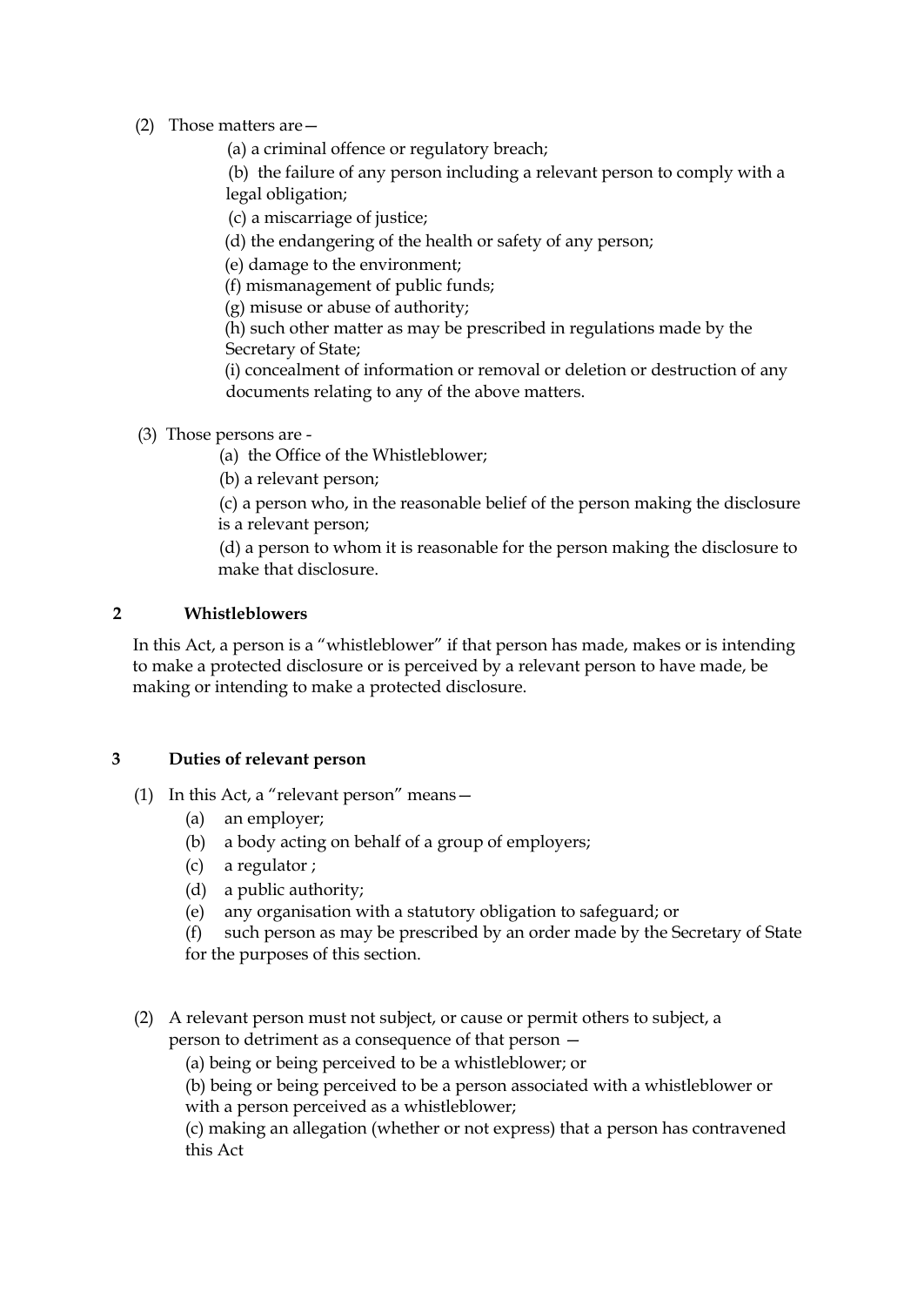(2) Those matters are—

(a) a criminal offence or regulatory breach;

(b) the failure of any person including a relevant person to comply with a legal obligation;

(c) a miscarriage of justice;

(d) the endangering of the health or safety of any person;

(e) damage to the environment;

(f) mismanagement of public funds;

(g) misuse or abuse of authority;

(h) such other matter as may be prescribed in regulations made by the Secretary of State;

(i) concealment of information or removal or deletion or destruction of any documents relating to any of the above matters.

(3) Those persons are -

(a) the Office of the Whistleblower;

(b) a relevant person;

(c) a person who, in the reasonable belief of the person making the disclosure is a relevant person;

(d) a person to whom it is reasonable for the person making the disclosure to make that disclosure.

## 2 Whistleblowers

In this Act, a person is a "whistleblower" if that person has made, makes or is intending to make a protected disclosure or is perceived by a relevant person to have made, be making or intending to make a protected disclosure.

## 3 Duties of relevant person

(1) In this Act, a "relevant person" means—

(a) an employer;

(b) a body acting on behalf of a group of employers;

(c) a regulator ;

(d) a public authority;

(e) any organisation with a statutory obligation to safeguard; or

(f) such person as may be prescribed by an order made by the Secretary of State for the purposes of this section.

(2) A relevant person must not subject, or cause or permit others to subject, a person to detriment as a consequence of that person —

(a) being or being perceived to be a whistleblower; or

(b) being or being perceived to be a person associated with a whistleblower or with a person perceived as a whistleblower;

(c) making an allegation (whether or not express) that a person has contravened this Act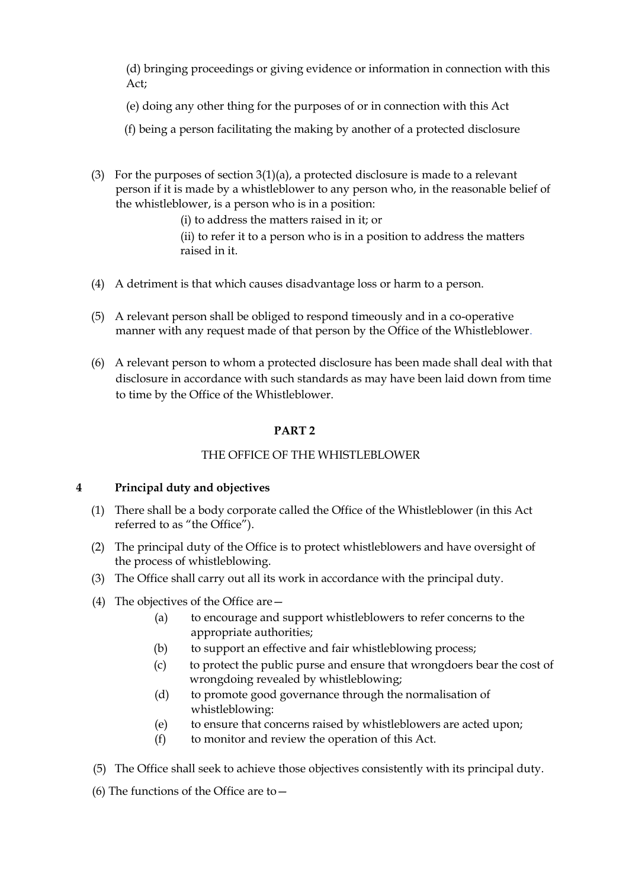(d) bringing proceedings or giving evidence or information in connection with this Act;

(e) doing any other thing for the purposes of or in connection with this Act

(f) being a person facilitating the making by another of a protected disclosure

(3) For the purposes of section 3(1)(a), a protected disclosure is made to a relevant person if it is made by a whistleblower to any person who, in the reasonable belief of the whistleblower, is a person who is in a position:

(i) to address the matters raised in it; or

(ii) to refer it to a person who is in a position to address the matters raised in it.

(4) A detriment is that which causes disadvantage loss or harm to a person.

(5) A relevant person shall be obliged to respond timeously and in a co-operative manner with any request made of that person by the Office of the Whistleblower.

(6) A relevant person to whom a protected disclosure has been made shall deal with that disclosure in accordance with such standards as may have been laid down from time to time by the Office of the Whistleblower.

## PART 2

## THE OFFICE OF THE WHISTLEBLOWER

### 4 Principal duty and objectives

(1) There shall be a body corporate called the Office of the Whistleblower (in this Act referred to as "the Office").

(2) The principal duty of the Office is to protect whistleblowers and have oversight of the process of whistleblowing.

(3) The Office shall carry out all its work in accordance with the principal duty.

(4) The objectives of the Office are—

(a) to encourage and support whistleblowers to refer concerns to the appropriate authorities;

(b) to support an effective and fair whistleblowing process;

(c) to protect the public purse and ensure that wrongdoers bear the cost of wrongdoing revealed by whistleblowing;

(d) to promote good governance through the normalisation of whistleblowing:

(e) to ensure that concerns raised by whistleblowers are acted upon;

(f) to monitor and review the operation of this Act.

(5) The Office shall seek to achieve those objectives consistently with its principal duty.

(6) The functions of the Office are to—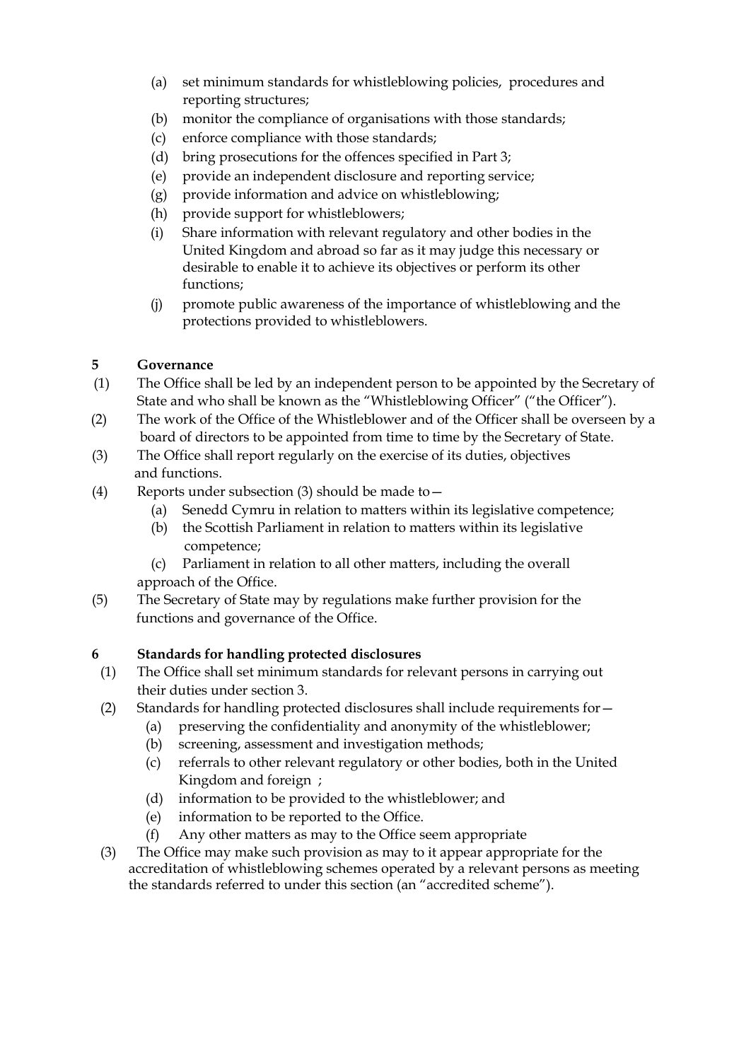(a) set minimum standards for whistleblowing policies, procedures and reporting structures;
(b) monitor the compliance of organisations with those standards;
(c) enforce compliance with those standards;
(d) bring prosecutions for the offences specified in Part 3;
(e) provide an independent disclosure and reporting service;
(g) provide information and advice on whistleblowing;
(h) provide support for whistleblowers;
(i) Share information with relevant regulatory and other bodies in the United Kingdom and abroad so far as it may judge this necessary or desirable to enable it to achieve its objectives or perform its other functions;
(j) promote public awareness of the importance of whistleblowing and the protections provided to whistleblowers.

**5 Governance**

(1) The Office shall be led by an independent person to be appointed by the Secretary of State and who shall be known as the "Whistleblowing Officer" ("the Officer").

(2) The work of the Office of the Whistleblower and of the Officer shall be overseen by a board of directors to be appointed from time to time by the Secretary of State.

(3) The Office shall report regularly on the exercise of its duties, objectives and functions.

(4) Reports under subsection (3) should be made to—
   (a) Senedd Cymru in relation to matters within its legislative competence;
   (b) the Scottish Parliament in relation to matters within its legislative competence;
   (c) Parliament in relation to all other matters, including the overall approach of the Office.

(5) The Secretary of State may by regulations make further provision for the functions and governance of the Office.

**6 Standards for handling protected disclosures**

(1) The Office shall set minimum standards for relevant persons in carrying out their duties under section 3.

(2) Standards for handling protected disclosures shall include requirements for—
   (a) preserving the confidentiality and anonymity of the whistleblower;
   (b) screening, assessment and investigation methods;
   (c) referrals to other relevant regulatory or other bodies, both in the United Kingdom and foreign ;
   (d) information to be provided to the whistleblower; and
   (e) information to be reported to the Office.
   (f) Any other matters as may to the Office seem appropriate

(3) The Office may make such provision as may to it appear appropriate for the accreditation of whistleblowing schemes operated by a relevant persons as meeting the standards referred to under this section (an "accredited scheme").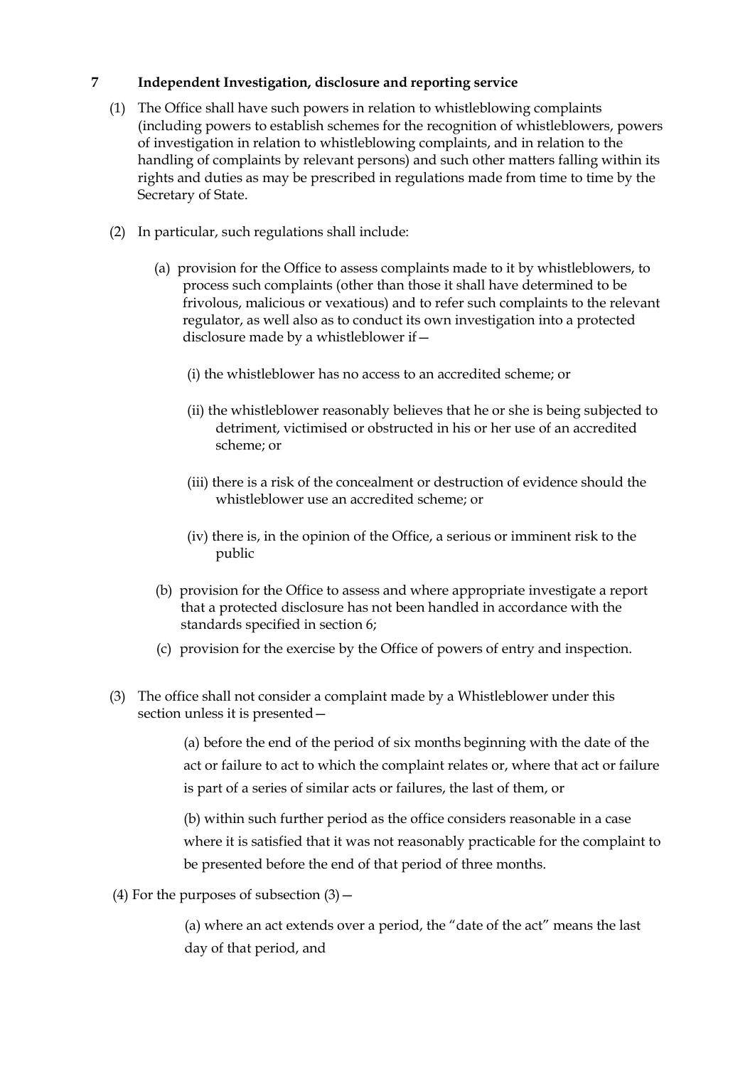## 7 Independent Investigation, disclosure and reporting service

(1) The Office shall have such powers in relation to whistleblowing complaints (including powers to establish schemes for the recognition of whistleblowers, powers of investigation in relation to whistleblowing complaints, and in relation to the handling of complaints by relevant persons) and such other matters falling within its rights and duties as may be prescribed in regulations made from time to time by the Secretary of State.

(2) In particular, such regulations shall include:

(a) provision for the Office to assess complaints made to it by whistleblowers, to process such complaints (other than those it shall have determined to be frivolous, malicious or vexatious) and to refer such complaints to the relevant regulator, as well also as to conduct its own investigation into a protected disclosure made by a whistleblower if—

(i) the whistleblower has no access to an accredited scheme; or

(ii) the whistleblower reasonably believes that he or she is being subjected to detriment, victimised or obstructed in his or her use of an accredited scheme; or

(iii) there is a risk of the concealment or destruction of evidence should the whistleblower use an accredited scheme; or

(iv) there is, in the opinion of the Office, a serious or imminent risk to the public

(b) provision for the Office to assess and where appropriate investigate a report that a protected disclosure has not been handled in accordance with the standards specified in section 6;

(c) provision for the exercise by the Office of powers of entry and inspection.

(3) The office shall not consider a complaint made by a Whistleblower under this section unless it is presented—

(a) before the end of the period of six months beginning with the date of the act or failure to act to which the complaint relates or, where that act or failure is part of a series of similar acts or failures, the last of them, or

(b) within such further period as the office considers reasonable in a case where it is satisfied that it was not reasonably practicable for the complaint to be presented before the end of that period of three months.

(4) For the purposes of subsection (3)—

(a) where an act extends over a period, the "date of the act" means the last day of that period, and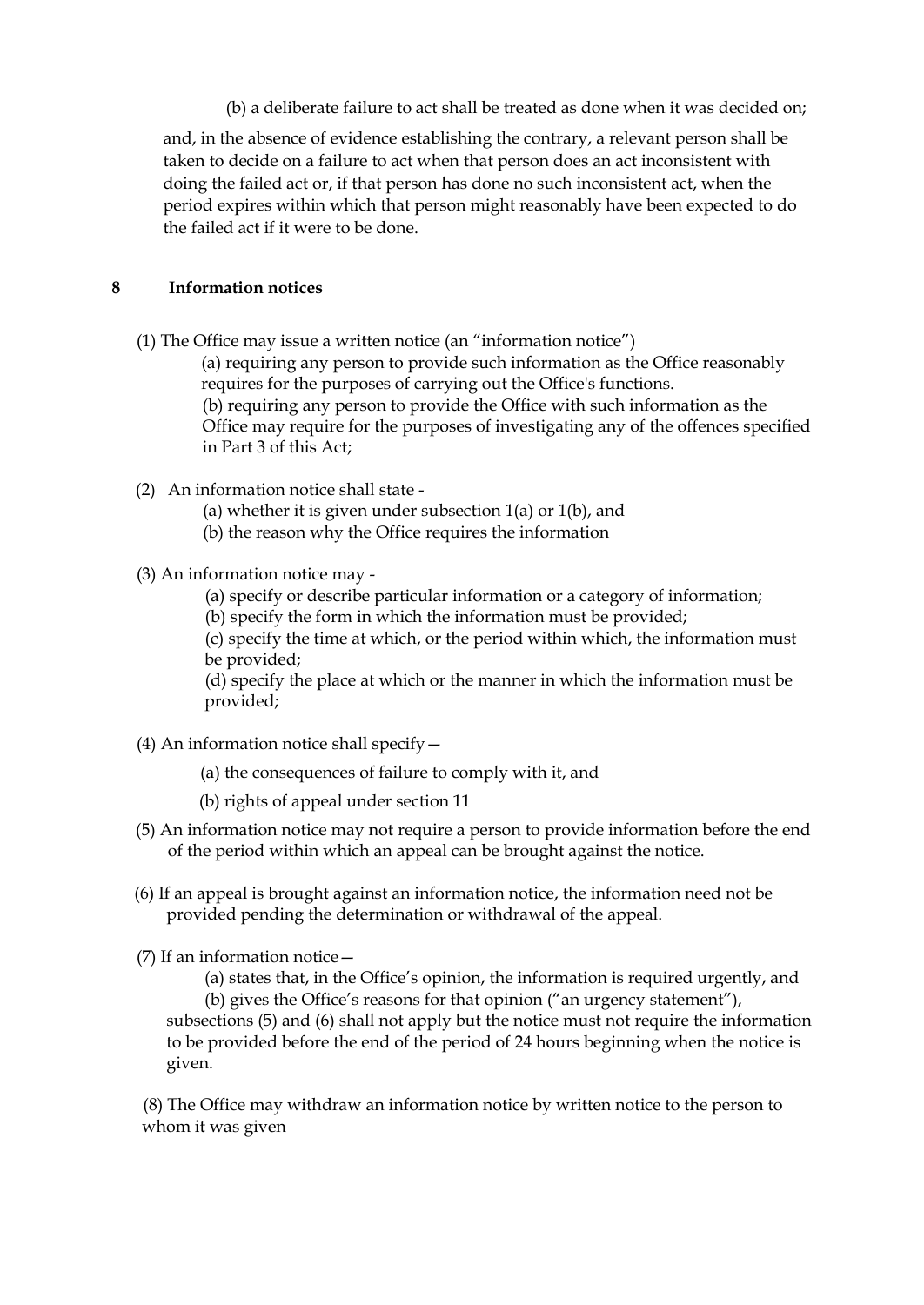(b) a deliberate failure to act shall be treated as done when it was decided on;

and, in the absence of evidence establishing the contrary, a relevant person shall be taken to decide on a failure to act when that person does an act inconsistent with doing the failed act or, if that person has done no such inconsistent act, when the period expires within which that person might reasonably have been expected to do the failed act if it were to be done.

## 8 Information notices

(1) The Office may issue a written notice (an "information notice")

(a) requiring any person to provide such information as the Office reasonably requires for the purposes of carrying out the Office's functions.

(b) requiring any person to provide the Office with such information as the Office may require for the purposes of investigating any of the offences specified in Part 3 of this Act;

(2) An information notice shall state -

(a) whether it is given under subsection 1(a) or 1(b), and

(b) the reason why the Office requires the information

(3) An information notice may -

(a) specify or describe particular information or a category of information;

(b) specify the form in which the information must be provided;

(c) specify the time at which, or the period within which, the information must be provided;

(d) specify the place at which or the manner in which the information must be provided;

(4) An information notice shall specify—

(a) the consequences of failure to comply with it, and

(b) rights of appeal under section 11

(5) An information notice may not require a person to provide information before the end of the period within which an appeal can be brought against the notice.

(6) If an appeal is brought against an information notice, the information need not be provided pending the determination or withdrawal of the appeal.

(7) If an information notice—

(a) states that, in the Office's opinion, the information is required urgently, and

(b) gives the Office's reasons for that opinion ("an urgency statement"),

subsections (5) and (6) shall not apply but the notice must not require the information to be provided before the end of the period of 24 hours beginning when the notice is given.

(8) The Office may withdraw an information notice by written notice to the person to whom it was given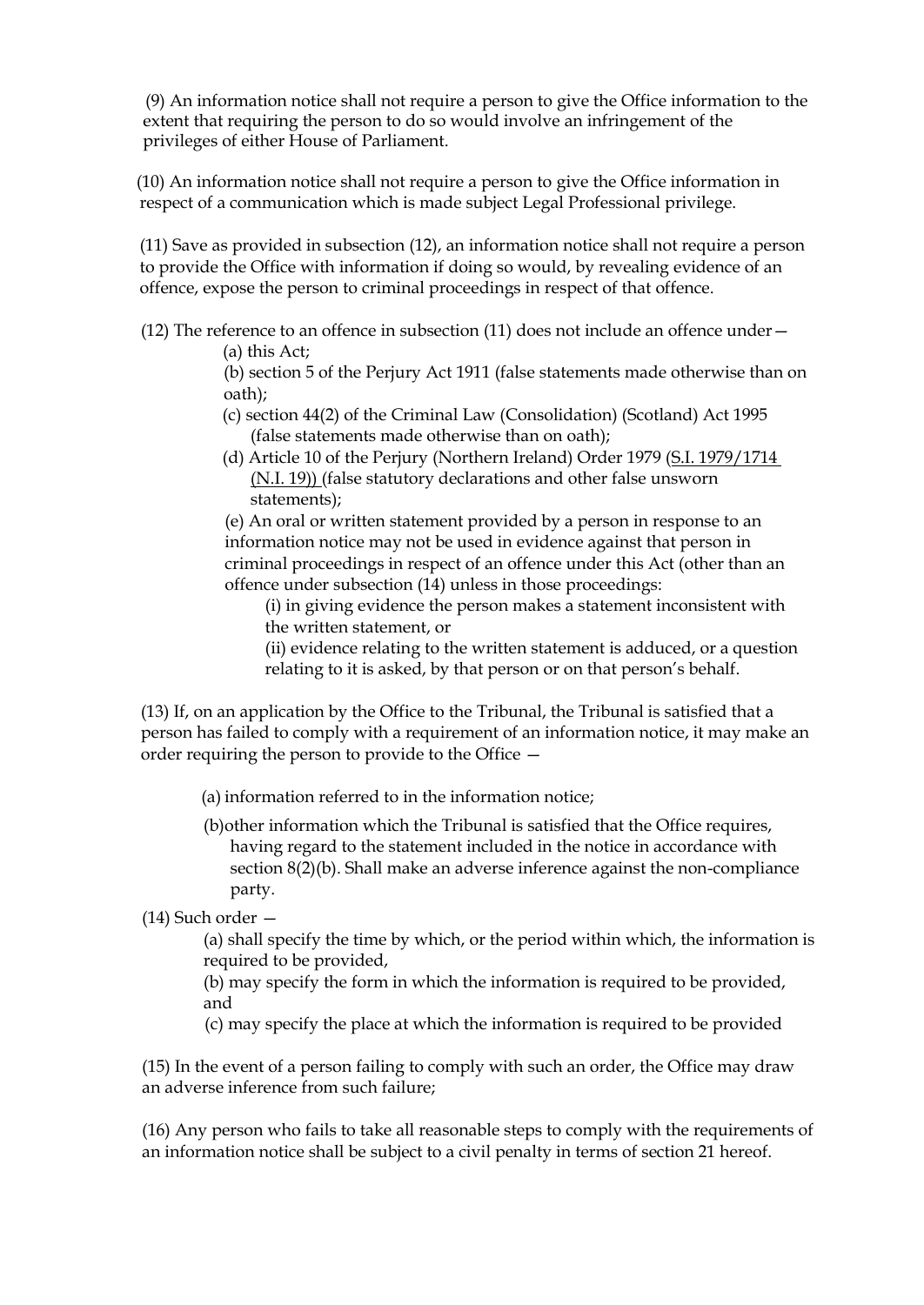(9) An information notice shall not require a person to give the Office information to the extent that requiring the person to do so would involve an infringement of the privileges of either House of Parliament.

(10) An information notice shall not require a person to give the Office information in respect of a communication which is made subject Legal Professional privilege.

(11) Save as provided in subsection (12), an information notice shall not require a person to provide the Office with information if doing so would, by revealing evidence of an offence, expose the person to criminal proceedings in respect of that offence.

(12) The reference to an offence in subsection (11) does not include an offence under—

(a) this Act;

(b) section 5 of the Perjury Act 1911 (false statements made otherwise than on oath);

(c) section 44(2) of the Criminal Law (Consolidation) (Scotland) Act 1995 (false statements made otherwise than on oath);

(d) Article 10 of the Perjury (Northern Ireland) Order 1979 (S.I. 1979/1714 (N.I. 19)) (false statutory declarations and other false unsworn statements);

(e) An oral or written statement provided by a person in response to an information notice may not be used in evidence against that person in criminal proceedings in respect of an offence under this Act (other than an offence under subsection (14) unless in those proceedings:

(i) in giving evidence the person makes a statement inconsistent with the written statement, or

(ii) evidence relating to the written statement is adduced, or a question relating to it is asked, by that person or on that person's behalf.

(13) If, on an application by the Office to the Tribunal, the Tribunal is satisfied that a person has failed to comply with a requirement of an information notice, it may make an order requiring the person to provide to the Office —

(a) information referred to in the information notice;

(b)other information which the Tribunal is satisfied that the Office requires, having regard to the statement included in the notice in accordance with section 8(2)(b). Shall make an adverse inference against the non-compliance party.

(14) Such order —

(a) shall specify the time by which, or the period within which, the information is required to be provided,

(b) may specify the form in which the information is required to be provided, and

(c) may specify the place at which the information is required to be provided

(15) In the event of a person failing to comply with such an order, the Office may draw an adverse inference from such failure;

(16) Any person who fails to take all reasonable steps to comply with the requirements of an information notice shall be subject to a civil penalty in terms of section 21 hereof.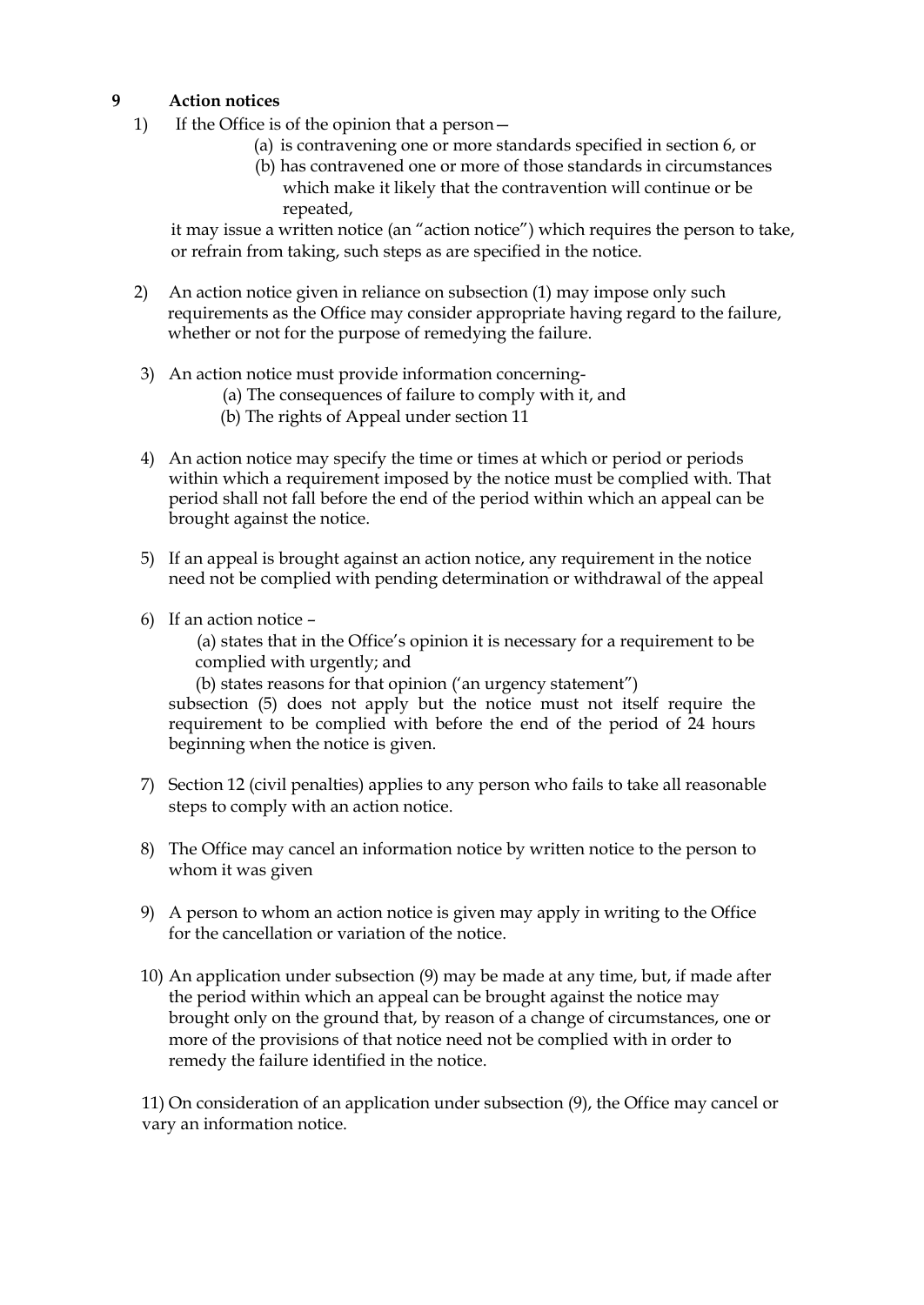## 9 Action notices

1) If the Office is of the opinion that a person—
   (a) is contravening one or more standards specified in section 6, or
   (b) has contravened one or more of those standards in circumstances which make it likely that the contravention will continue or be repeated,

   it may issue a written notice (an "action notice") which requires the person to take, or refrain from taking, such steps as are specified in the notice.

2) An action notice given in reliance on subsection (1) may impose only such requirements as the Office may consider appropriate having regard to the failure, whether or not for the purpose of remedying the failure.

3) An action notice must provide information concerning-
   (a) The consequences of failure to comply with it, and
   (b) The rights of Appeal under section 11

4) An action notice may specify the time or times at which or period or periods within which a requirement imposed by the notice must be complied with. That period shall not fall before the end of the period within which an appeal can be brought against the notice.

5) If an appeal is brought against an action notice, any requirement in the notice need not be complied with pending determination or withdrawal of the appeal

6) If an action notice –
   (a) states that in the Office's opinion it is necessary for a requirement to be complied with urgently; and
   (b) states reasons for that opinion ('an urgency statement")

   subsection (5) does not apply but the notice must not itself require the requirement to be complied with before the end of the period of 24 hours beginning when the notice is given.

7) Section 12 (civil penalties) applies to any person who fails to take all reasonable steps to comply with an action notice.

8) The Office may cancel an information notice by written notice to the person to whom it was given

9) A person to whom an action notice is given may apply in writing to the Office for the cancellation or variation of the notice.

10) An application under subsection (9) may be made at any time, but, if made after the period within which an appeal can be brought against the notice may brought only on the ground that, by reason of a change of circumstances, one or more of the provisions of that notice need not be complied with in order to remedy the failure identified in the notice.

11) On consideration of an application under subsection (9), the Office may cancel or vary an information notice.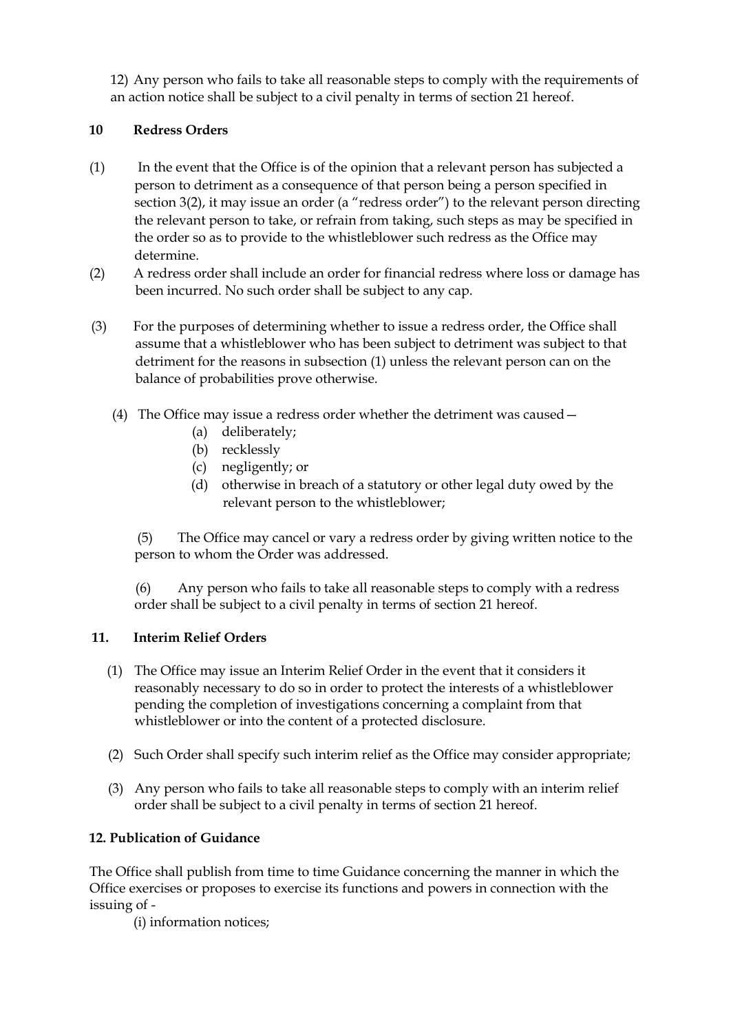12) Any person who fails to take all reasonable steps to comply with the requirements of an action notice shall be subject to a civil penalty in terms of section 21 hereof.

**10 Redress Orders**

(1) In the event that the Office is of the opinion that a relevant person has subjected a person to detriment as a consequence of that person being a person specified in section 3(2), it may issue an order (a "redress order") to the relevant person directing the relevant person to take, or refrain from taking, such steps as may be specified in the order so as to provide to the whistleblower such redress as the Office may determine.

(2) A redress order shall include an order for financial redress where loss or damage has been incurred. No such order shall be subject to any cap.

(3) For the purposes of determining whether to issue a redress order, the Office shall assume that a whistleblower who has been subject to detriment was subject to that detriment for the reasons in subsection (1) unless the relevant person can on the balance of probabilities prove otherwise.

(4) The Office may issue a redress order whether the detriment was caused—

(a) deliberately;

(b) recklessly

(c) negligently; or

(d) otherwise in breach of a statutory or other legal duty owed by the relevant person to the whistleblower;

(5) The Office may cancel or vary a redress order by giving written notice to the person to whom the Order was addressed.

(6) Any person who fails to take all reasonable steps to comply with a redress order shall be subject to a civil penalty in terms of section 21 hereof.

**11. Interim Relief Orders**

(1) The Office may issue an Interim Relief Order in the event that it considers it reasonably necessary to do so in order to protect the interests of a whistleblower pending the completion of investigations concerning a complaint from that whistleblower or into the content of a protected disclosure.

(2) Such Order shall specify such interim relief as the Office may consider appropriate;

(3) Any person who fails to take all reasonable steps to comply with an interim relief order shall be subject to a civil penalty in terms of section 21 hereof.

**12. Publication of Guidance**

The Office shall publish from time to time Guidance concerning the manner in which the Office exercises or proposes to exercise its functions and powers in connection with the issuing of -

(i) information notices;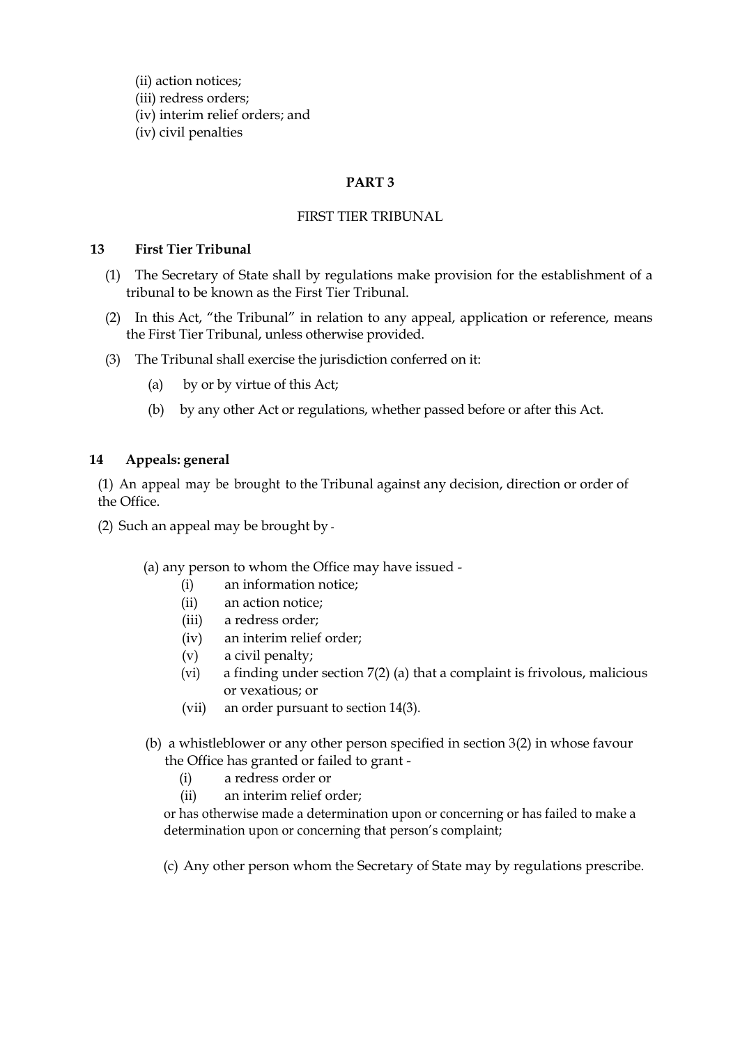(ii) action notices;
(iii) redress orders;
(iv) interim relief orders; and
(iv) civil penalties

## PART 3

FIRST TIER TRIBUNAL

### 13 First Tier Tribunal

(1) The Secretary of State shall by regulations make provision for the establishment of a tribunal to be known as the First Tier Tribunal.

(2) In this Act, "the Tribunal" in relation to any appeal, application or reference, means the First Tier Tribunal, unless otherwise provided.

(3) The Tribunal shall exercise the jurisdiction conferred on it:

(a) by or by virtue of this Act;

(b) by any other Act or regulations, whether passed before or after this Act.

### 14 Appeals: general

(1) An appeal may be brought to the Tribunal against any decision, direction or order of the Office.

(2) Such an appeal may be brought by -

(a) any person to whom the Office may have issued -
- (i) an information notice;
- (ii) an action notice;
- (iii) a redress order;
- (iv) an interim relief order;
- (v) a civil penalty;
- (vi) a finding under section 7(2) (a) that a complaint is frivolous, malicious or vexatious; or
- (vii) an order pursuant to section 14(3).

(b) a whistleblower or any other person specified in section 3(2) in whose favour the Office has granted or failed to grant -
- (i) a redress order or
- (ii) an interim relief order;

or has otherwise made a determination upon or concerning or has failed to make a determination upon or concerning that person's complaint;

(c) Any other person whom the Secretary of State may by regulations prescribe.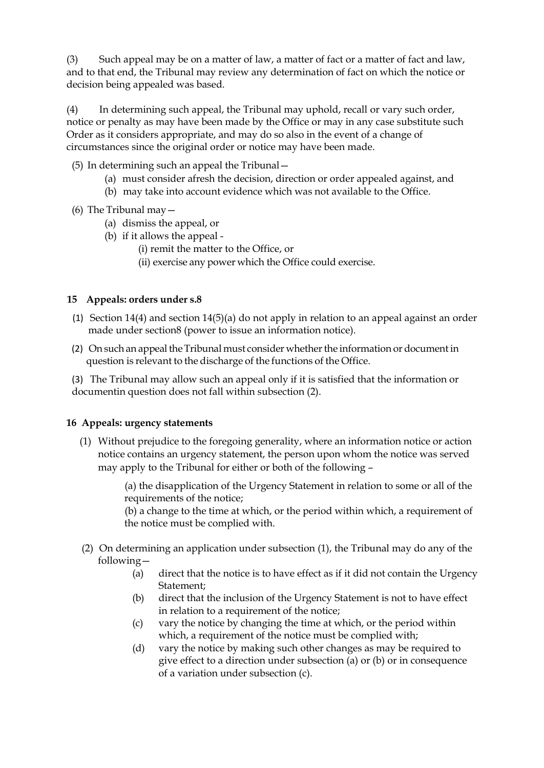(3) Such appeal may be on a matter of law, a matter of fact or a matter of fact and law, and to that end, the Tribunal may review any determination of fact on which the notice or decision being appealed was based.

(4) In determining such appeal, the Tribunal may uphold, recall or vary such order, notice or penalty as may have been made by the Office or may in any case substitute such Order as it considers appropriate, and may do so also in the event of a change of circumstances since the original order or notice may have been made.

(5) In determining such an appeal the Tribunal—

- (a) must consider afresh the decision, direction or order appealed against, and
- (b) may take into account evidence which was not available to the Office.

(6) The Tribunal may—

- (a) dismiss the appeal, or
- (b) if it allows the appeal -
  - (i) remit the matter to the Office, or
  - (ii) exercise any power which the Office could exercise.

### 15 Appeals: orders under s.8

(1) Section 14(4) and section 14(5)(a) do not apply in relation to an appeal against an order made under section8 (power to issue an information notice).

(2) On such an appeal the Tribunal must consider whether the information or document in question is relevant to the discharge of the functions of the Office.

(3) The Tribunal may allow such an appeal only if it is satisfied that the information or documentin question does not fall within subsection (2).

### 16 Appeals: urgency statements

(1) Without prejudice to the foregoing generality, where an information notice or action notice contains an urgency statement, the person upon whom the notice was served may apply to the Tribunal for either or both of the following –

(a) the disapplication of the Urgency Statement in relation to some or all of the requirements of the notice;
(b) a change to the time at which, or the period within which, a requirement of the notice must be complied with.

(2) On determining an application under subsection (1), the Tribunal may do any of the following—

- (a) direct that the notice is to have effect as if it did not contain the Urgency Statement;
- (b) direct that the inclusion of the Urgency Statement is not to have effect in relation to a requirement of the notice;
- (c) vary the notice by changing the time at which, or the period within which, a requirement of the notice must be complied with;
- (d) vary the notice by making such other changes as may be required to give effect to a direction under subsection (a) or (b) or in consequence of a variation under subsection (c).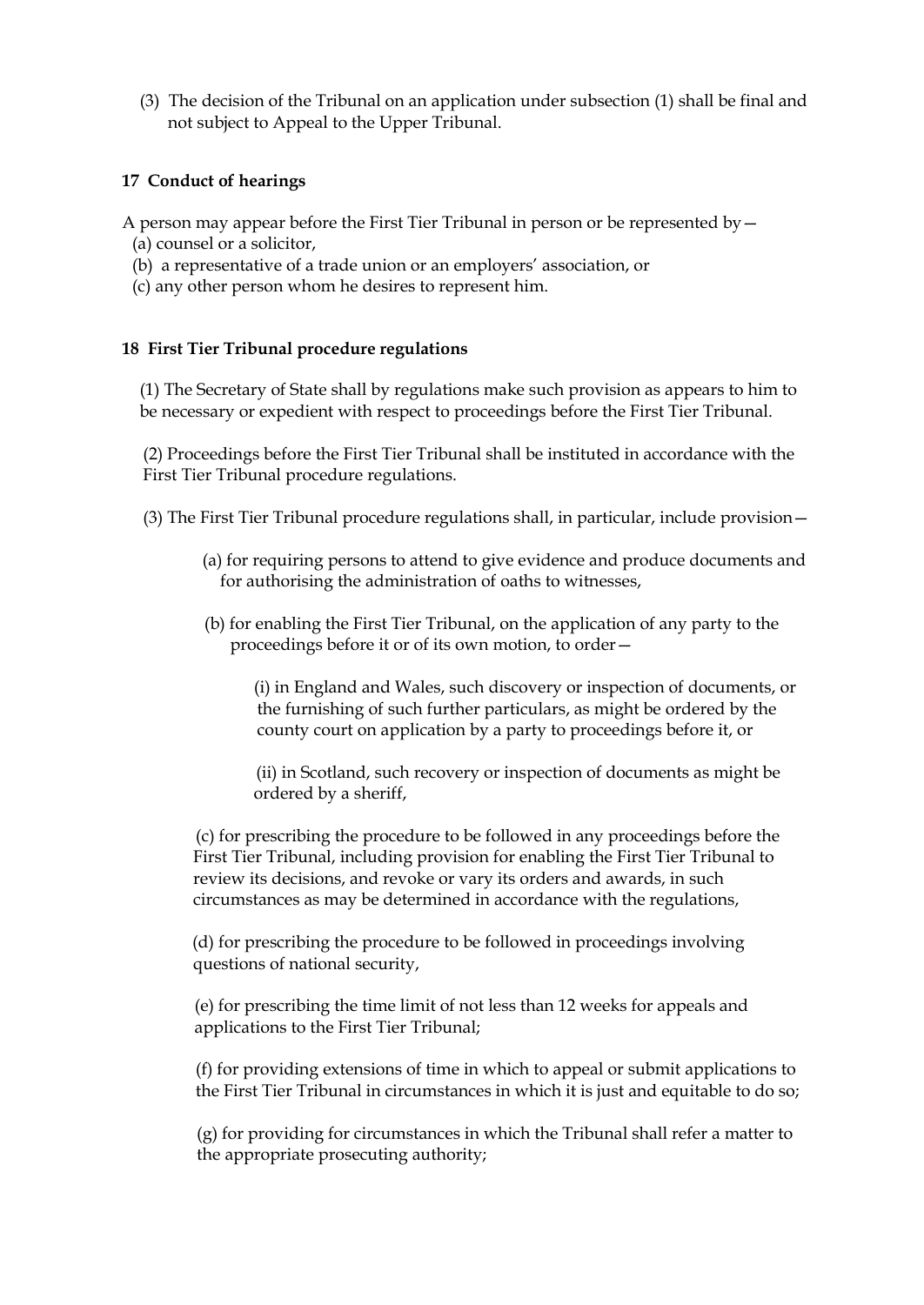(3) The decision of the Tribunal on an application under subsection (1) shall be final and not subject to Appeal to the Upper Tribunal.

**17 Conduct of hearings**

A person may appear before the First Tier Tribunal in person or be represented by—

(a) counsel or a solicitor,

(b) a representative of a trade union or an employers' association, or

(c) any other person whom he desires to represent him.

**18 First Tier Tribunal procedure regulations**

(1) The Secretary of State shall by regulations make such provision as appears to him to be necessary or expedient with respect to proceedings before the First Tier Tribunal.

(2) Proceedings before the First Tier Tribunal shall be instituted in accordance with the First Tier Tribunal procedure regulations.

(3) The First Tier Tribunal procedure regulations shall, in particular, include provision—

(a) for requiring persons to attend to give evidence and produce documents and for authorising the administration of oaths to witnesses,

(b) for enabling the First Tier Tribunal, on the application of any party to the proceedings before it or of its own motion, to order—

(i) in England and Wales, such discovery or inspection of documents, or the furnishing of such further particulars, as might be ordered by the county court on application by a party to proceedings before it, or

(ii) in Scotland, such recovery or inspection of documents as might be ordered by a sheriff,

(c) for prescribing the procedure to be followed in any proceedings before the First Tier Tribunal, including provision for enabling the First Tier Tribunal to review its decisions, and revoke or vary its orders and awards, in such circumstances as may be determined in accordance with the regulations,

(d) for prescribing the procedure to be followed in proceedings involving questions of national security,

(e) for prescribing the time limit of not less than 12 weeks for appeals and applications to the First Tier Tribunal;

(f) for providing extensions of time in which to appeal or submit applications to the First Tier Tribunal in circumstances in which it is just and equitable to do so;

(g) for providing for circumstances in which the Tribunal shall refer a matter to the appropriate prosecuting authority;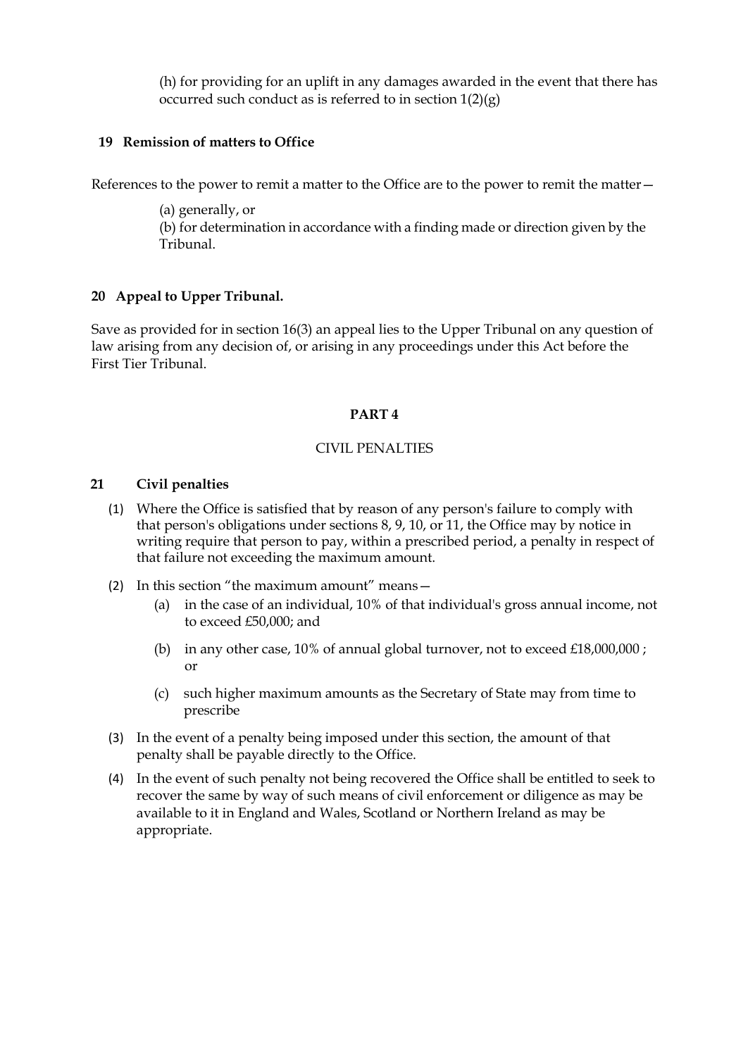(h) for providing for an uplift in any damages awarded in the event that there has occurred such conduct as is referred to in section 1(2)(g)

### 19 Remission of matters to Office

References to the power to remit a matter to the Office are to the power to remit the matter—

(a) generally, or
(b) for determination in accordance with a finding made or direction given by the Tribunal.

### 20 Appeal to Upper Tribunal.

Save as provided for in section 16(3) an appeal lies to the Upper Tribunal on any question of law arising from any decision of, or arising in any proceedings under this Act before the First Tier Tribunal.

## PART 4

CIVIL PENALTIES

### 21 Civil penalties

(1) Where the Office is satisfied that by reason of any person's failure to comply with that person's obligations under sections 8, 9, 10, or 11, the Office may by notice in writing require that person to pay, within a prescribed period, a penalty in respect of that failure not exceeding the maximum amount.

(2) In this section "the maximum amount" means—

  (a) in the case of an individual, 10% of that individual's gross annual income, not to exceed £50,000; and

  (b) in any other case, 10% of annual global turnover, not to exceed £18,000,000 ; or

  (c) such higher maximum amounts as the Secretary of State may from time to prescribe

(3) In the event of a penalty being imposed under this section, the amount of that penalty shall be payable directly to the Office.

(4) In the event of such penalty not being recovered the Office shall be entitled to seek to recover the same by way of such means of civil enforcement or diligence as may be available to it in England and Wales, Scotland or Northern Ireland as may be appropriate.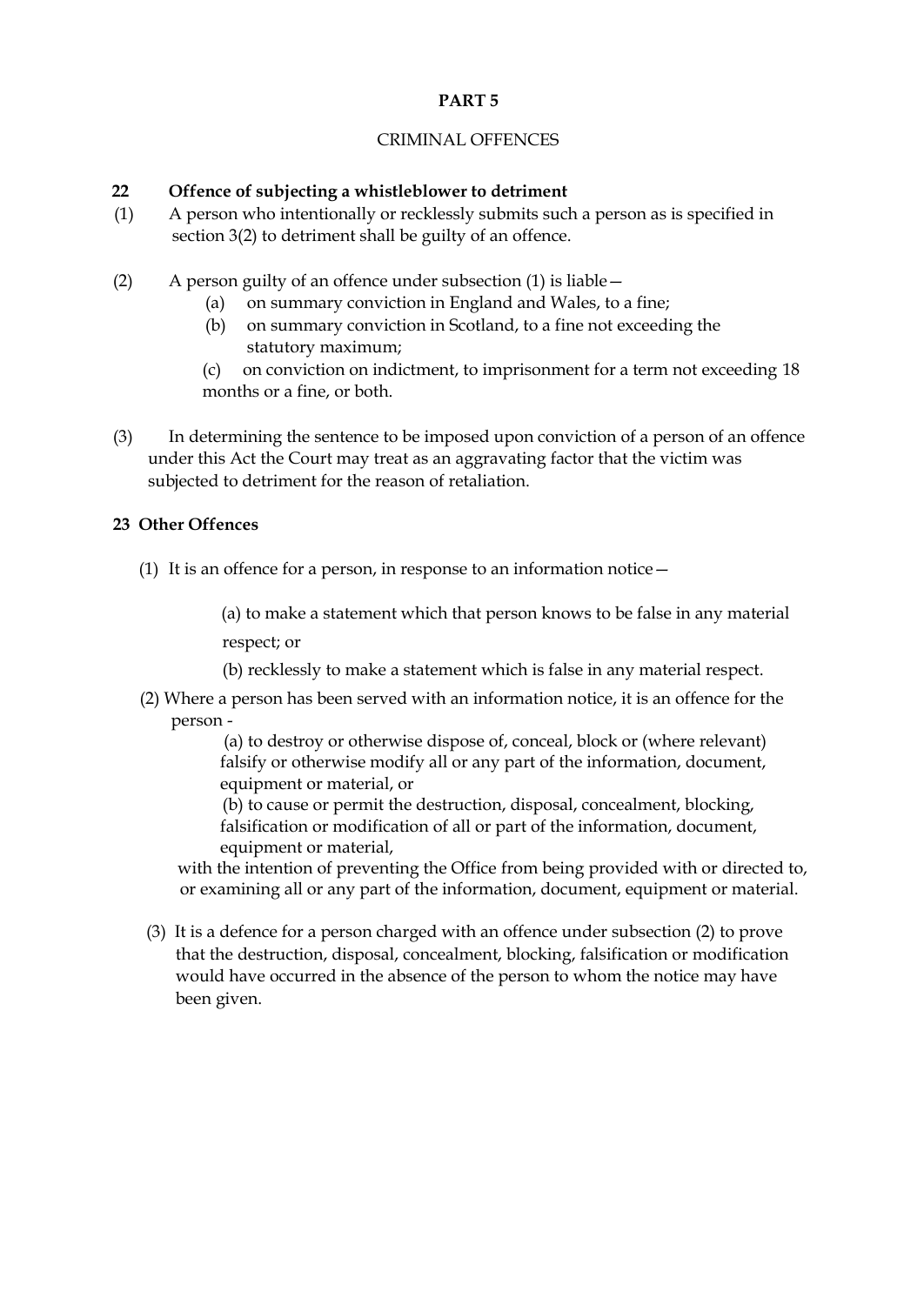# PART 5

## CRIMINAL OFFENCES

### 22 Offence of subjecting a whistleblower to detriment

(1) A person who intentionally or recklessly submits such a person as is specified in section 3(2) to detriment shall be guilty of an offence.

(2) A person guilty of an offence under subsection (1) is liable—

- (a) on summary conviction in England and Wales, to a fine;
- (b) on summary conviction in Scotland, to a fine not exceeding the statutory maximum;
- (c) on conviction on indictment, to imprisonment for a term not exceeding 18 months or a fine, or both.

(3) In determining the sentence to be imposed upon conviction of a person of an offence under this Act the Court may treat as an aggravating factor that the victim was subjected to detriment for the reason of retaliation.

### 23 Other Offences

(1) It is an offence for a person, in response to an information notice—

- (a) to make a statement which that person knows to be false in any material respect; or
- (b) recklessly to make a statement which is false in any material respect.

(2) Where a person has been served with an information notice, it is an offence for the person -

- (a) to destroy or otherwise dispose of, conceal, block or (where relevant) falsify or otherwise modify all or any part of the information, document, equipment or material, or
- (b) to cause or permit the destruction, disposal, concealment, blocking, falsification or modification of all or part of the information, document, equipment or material,

with the intention of preventing the Office from being provided with or directed to, or examining all or any part of the information, document, equipment or material.

(3) It is a defence for a person charged with an offence under subsection (2) to prove that the destruction, disposal, concealment, blocking, falsification or modification would have occurred in the absence of the person to whom the notice may have been given.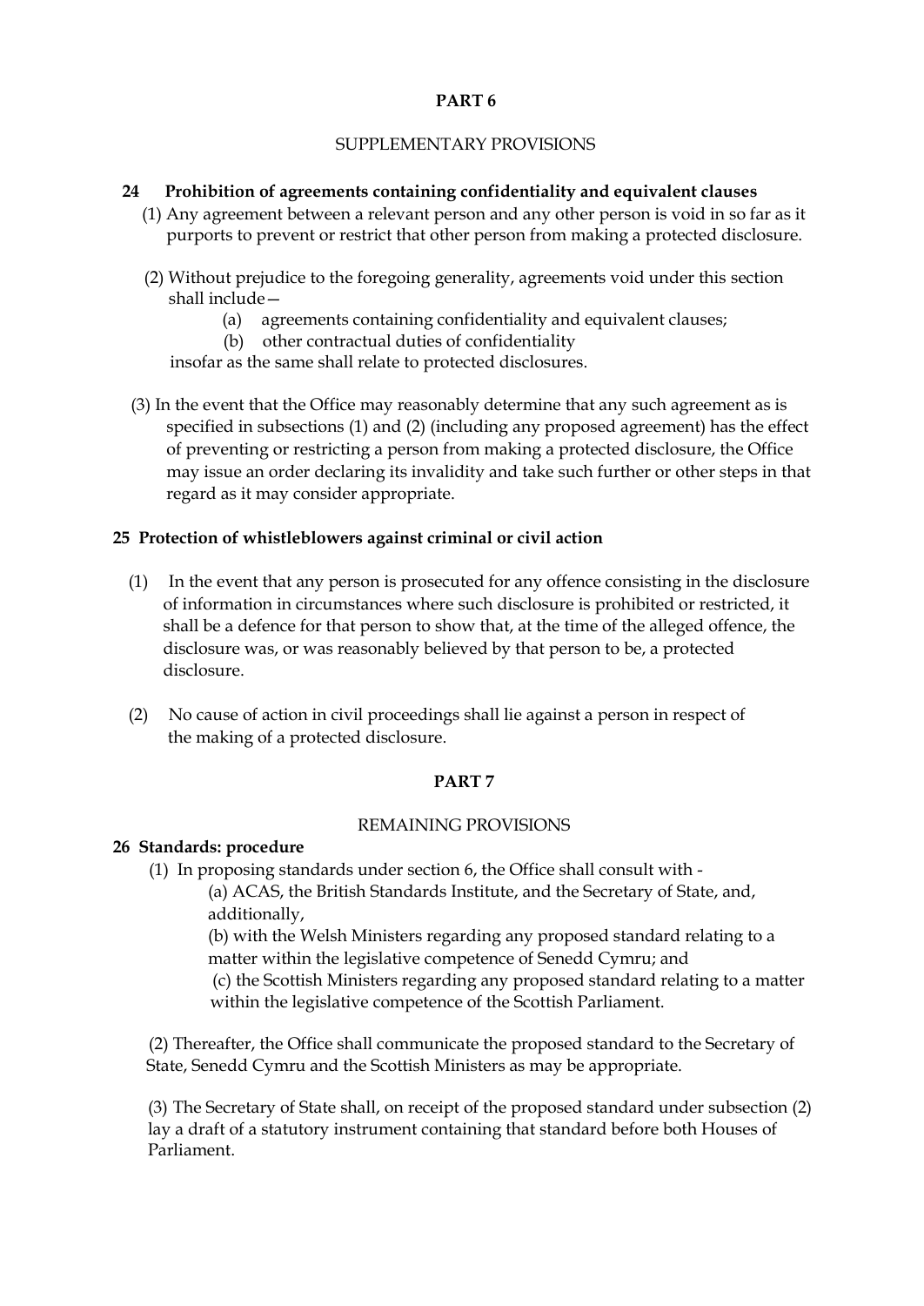## PART 6

SUPPLEMENTARY PROVISIONS

### 24 Prohibition of agreements containing confidentiality and equivalent clauses

(1) Any agreement between a relevant person and any other person is void in so far as it purports to prevent or restrict that other person from making a protected disclosure.

(2) Without prejudice to the foregoing generality, agreements void under this section shall include—

(a) agreements containing confidentiality and equivalent clauses;

(b) other contractual duties of confidentiality

insofar as the same shall relate to protected disclosures.

(3) In the event that the Office may reasonably determine that any such agreement as is specified in subsections (1) and (2) (including any proposed agreement) has the effect of preventing or restricting a person from making a protected disclosure, the Office may issue an order declaring its invalidity and take such further or other steps in that regard as it may consider appropriate.

### 25 Protection of whistleblowers against criminal or civil action

(1) In the event that any person is prosecuted for any offence consisting in the disclosure of information in circumstances where such disclosure is prohibited or restricted, it shall be a defence for that person to show that, at the time of the alleged offence, the disclosure was, or was reasonably believed by that person to be, a protected disclosure.

(2) No cause of action in civil proceedings shall lie against a person in respect of the making of a protected disclosure.

## PART 7

REMAINING PROVISIONS

### 26 Standards: procedure

(1) In proposing standards under section 6, the Office shall consult with -

(a) ACAS, the British Standards Institute, and the Secretary of State, and, additionally,

(b) with the Welsh Ministers regarding any proposed standard relating to a matter within the legislative competence of Senedd Cymru; and

(c) the Scottish Ministers regarding any proposed standard relating to a matter within the legislative competence of the Scottish Parliament.

(2) Thereafter, the Office shall communicate the proposed standard to the Secretary of State, Senedd Cymru and the Scottish Ministers as may be appropriate.

(3) The Secretary of State shall, on receipt of the proposed standard under subsection (2) lay a draft of a statutory instrument containing that standard before both Houses of Parliament.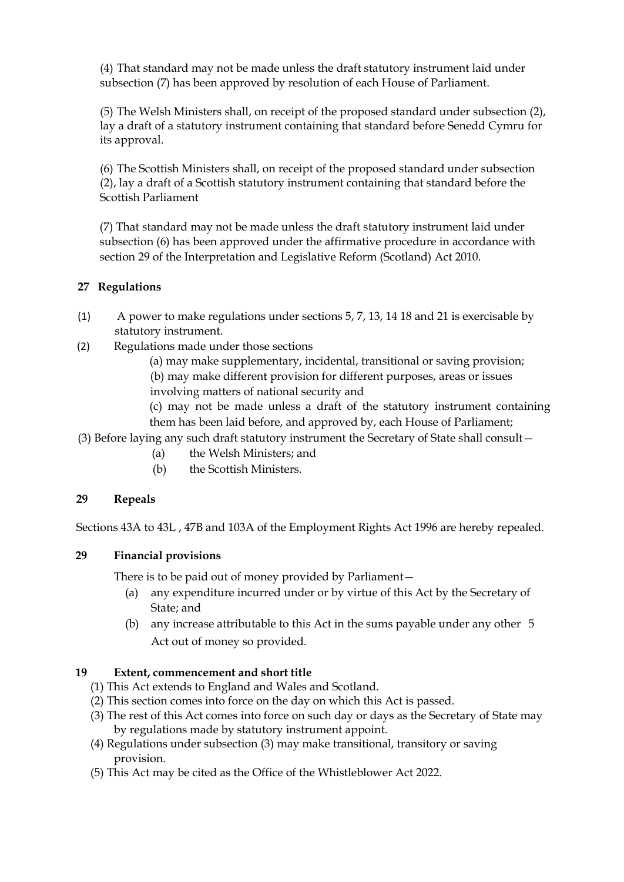(4) That standard may not be made unless the draft statutory instrument laid under subsection (7) has been approved by resolution of each House of Parliament.

(5) The Welsh Ministers shall, on receipt of the proposed standard under subsection (2), lay a draft of a statutory instrument containing that standard before Senedd Cymru for its approval.

(6) The Scottish Ministers shall, on receipt of the proposed standard under subsection (2), lay a draft of a Scottish statutory instrument containing that standard before the Scottish Parliament

(7) That standard may not be made unless the draft statutory instrument laid under subsection (6) has been approved under the affirmative procedure in accordance with section 29 of the Interpretation and Legislative Reform (Scotland) Act 2010.

### 27 Regulations

(1) A power to make regulations under sections 5, 7, 13, 14 18 and 21 is exercisable by statutory instrument.

(2) Regulations made under those sections

(a) may make supplementary, incidental, transitional or saving provision;

(b) may make different provision for different purposes, areas or issues involving matters of national security and

(c) may not be made unless a draft of the statutory instrument containing them has been laid before, and approved by, each House of Parliament;

(3) Before laying any such draft statutory instrument the Secretary of State shall consult—

(a) the Welsh Ministers; and

(b) the Scottish Ministers.

### 29 Repeals

Sections 43A to 43L , 47B and 103A of the Employment Rights Act 1996 are hereby repealed.

### 29 Financial provisions

There is to be paid out of money provided by Parliament—

(a) any expenditure incurred under or by virtue of this Act by the Secretary of State; and

(b) any increase attributable to this Act in the sums payable under any other 5 Act out of money so provided.

### 19 Extent, commencement and short title

(1) This Act extends to England and Wales and Scotland.

(2) This section comes into force on the day on which this Act is passed.

(3) The rest of this Act comes into force on such day or days as the Secretary of State may by regulations made by statutory instrument appoint.

(4) Regulations under subsection (3) may make transitional, transitory or saving provision.

(5) This Act may be cited as the Office of the Whistleblower Act 2022.